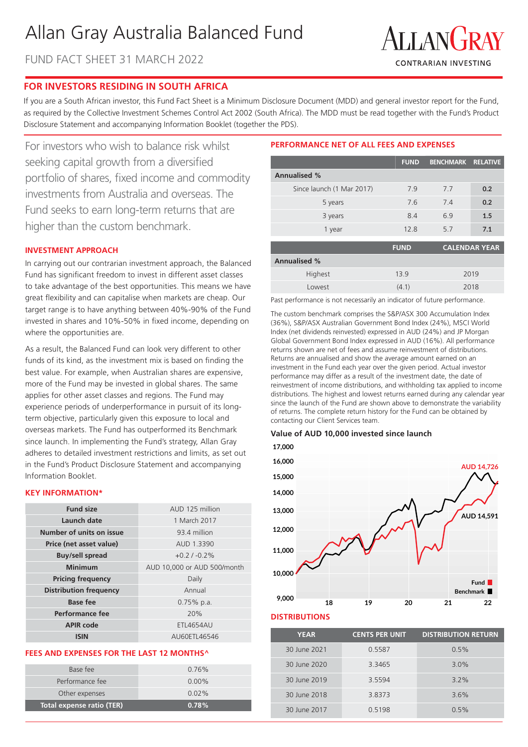# Allan Gray Australia Balanced Fund

FUND FACT SHEET 31 MARCH 2022

ALLANGRAY
CONTRARIAN INVESTING

## FOR INVESTORS RESIDING IN SOUTH AFRICA

If you are a South African investor, this Fund Fact Sheet is a Minimum Disclosure Document (MDD) and general investor report for the Fund, as required by the Collective Investment Schemes Control Act 2002 (South Africa). The MDD must be read together with the Fund's Product Disclosure Statement and accompanying Information Booklet (together the PDS).

For investors who wish to balance risk whilst seeking capital growth from a diversified portfolio of shares, fixed income and commodity investments from Australia and overseas. The Fund seeks to earn long-term returns that are higher than the custom benchmark.

### INVESTMENT APPROACH

In carrying out our contrarian investment approach, the Balanced Fund has significant freedom to invest in different asset classes to take advantage of the best opportunities. This means we have great flexibility and can capitalise when markets are cheap. Our target range is to have anything between 40%-90% of the Fund invested in shares and 10%-50% in fixed income, depending on where the opportunities are.

As a result, the Balanced Fund can look very different to other funds of its kind, as the investment mix is based on finding the best value. For example, when Australian shares are expensive, more of the Fund may be invested in global shares. The same applies for other asset classes and regions. The Fund may experience periods of underperformance in pursuit of its long-term objective, particularly given this exposure to local and overseas markets. The Fund has outperformed its Benchmark since launch. In implementing the Fund's strategy, Allan Gray adheres to detailed investment restrictions and limits, as set out in the Fund's Product Disclosure Statement and accompanying Information Booklet.

### KEY INFORMATION*

| | |
|---|---|
| **Fund size** | AUD 125 million |
| **Launch date** | 1 March 2017 |
| **Number of units on issue** | 93.4 million |
| **Price (net asset value)** | AUD 1.3390 |
| **Buy/sell spread** | +0.2 / -0.2% |
| **Minimum** | AUD 10,000 or AUD 500/month |
| **Pricing frequency** | Daily |
| **Distribution frequency** | Annual |
| **Base fee** | 0.75% p.a. |
| **Performance fee** | 20% |
| **APIR code** | ETL4654AU |
| **ISIN** | AU60ETL46546 |

### FEES AND EXPENSES FOR THE LAST 12 MONTHS^

| | |
|---|---|
| Base fee | 0.76% |
| Performance fee | 0.00% |
| Other expenses | 0.02% |
| **Total expense ratio (TER)** | **0.78%** |

### PERFORMANCE NET OF ALL FEES AND EXPENSES

| | FUND | BENCHMARK | RELATIVE |
|---|---|---|---|
| **Annualised %** | | | |
| Since launch (1 Mar 2017) | 7.9 | 7.7 | **0.2** |
| 5 years | 7.6 | 7.4 | **0.2** |
| 3 years | 8.4 | 6.9 | **1.5** |
| 1 year | 12.8 | 5.7 | **7.1** |

| | FUND | CALENDAR YEAR |
|---|---|---|
| **Annualised %** | | |
| Highest | 13.9 | 2019 |
| Lowest | (4.1) | 2018 |

Past performance is not necessarily an indicator of future performance.

The custom benchmark comprises the S&P/ASX 300 Accumulation Index (36%), S&P/ASX Australian Government Bond Index (24%), MSCI World Index (net dividends reinvested) expressed in AUD (24%) and JP Morgan Global Government Bond Index expressed in AUD (16%). All performance returns shown are net of fees and assume reinvestment of distributions. Returns are annualised and show the average amount earned on an investment in the Fund each year over the given period. Actual investor performance may differ as a result of the investment date, the date of reinvestment of income distributions, and withholding tax applied to income distributions. The highest and lowest returns earned during any calendar year since the launch of the Fund are shown above to demonstrate the variability of returns. The complete return history for the Fund can be obtained by contacting our Client Services team.

**Value of AUD 10,000 invested since launch**

Fund: AUD 14,726; Benchmark: AUD 14,591

### DISTRIBUTIONS

| YEAR | CENTS PER UNIT | DISTRIBUTION RETURN |
|---|---|---|
| 30 June 2021 | 0.5587 | 0.5% |
| 30 June 2020 | 3.3465 | 3.0% |
| 30 June 2019 | 3.5594 | 3.2% |
| 30 June 2018 | 3.8373 | 3.6% |
| 30 June 2017 | 0.5198 | 0.5% |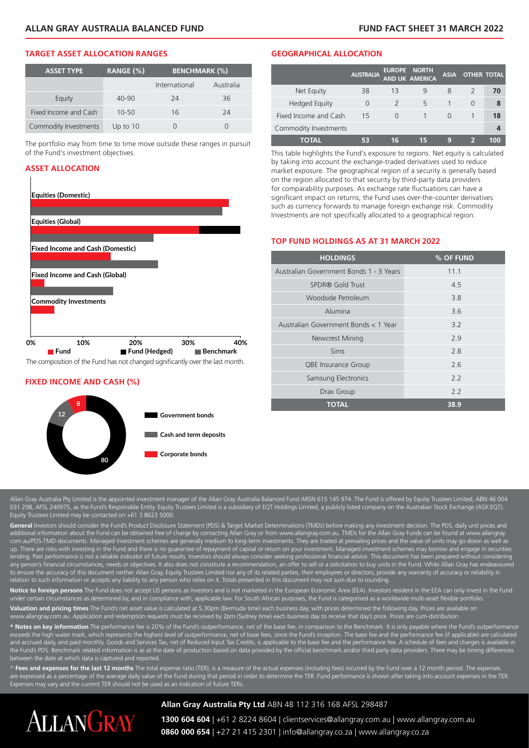## TARGET ASSET ALLOCATION RANGES

| ASSET TYPE | RANGE (%) | BENCHMARK (%) | |
|---|---|---|---|
| | | International | Australia |
| Equity | 40-90 | 24 | 36 |
| Fixed Income and Cash | 10-50 | 16 | 24 |
| Commodity Investments | Up to 10 | 0 | 0 |

The portfolio may from time to time move outside these ranges in pursuit of the Fund's investment objectives.

## ASSET ALLOCATION

Equities (Domestic)

Equities (Global)

Fixed Income and Cash (Domestic)

Fixed Income and Cash (Global)

Commodity Investments

0% 10% 20% 30% 40%

Fund Fund (Hedged) Benchmark

The composition of the Fund has not changed significantly over the last month.

## FIXED INCOME AND CASH (%)

80 12 8

Government bonds

Cash and term deposits

Corporate bonds

## GEOGRAPHICAL ALLOCATION

| | AUSTRALIA | EUROPE AND UK | NORTH AMERICA | ASIA | OTHER | TOTAL |
|---|---|---|---|---|---|---|
| Net Equity | 38 | 13 | 9 | 8 | 2 | **70** |
| Hedged Equity | 0 | 2 | 5 | 1 | 0 | **8** |
| Fixed Income and Cash | 15 | 0 | 1 | 0 | 1 | **18** |
| Commodity Investments | | | | | | **4** |
| **TOTAL** | **53** | **16** | **15** | **9** | **2** | **100** |

This table highlights the Fund's exposure to regions. Net equity is calculated by taking into account the exchange-traded derivatives used to reduce market exposure. The geographical region of a security is generally based on the region allocated to that security by third-party data providers for comparability purposes. As exchange rate fluctuations can have a significant impact on returns, the Fund uses over-the-counter derivatives such as currency forwards to manage foreign exchange risk. Commodity Investments are not specifically allocated to a geographical region.

## TOP FUND HOLDINGS AS AT 31 MARCH 2022

| HOLDINGS | % OF FUND |
|---|---|
| Australian Government Bonds 1 - 3 Years | 11.1 |
| SPDR® Gold Trust | 4.5 |
| Woodside Petroleum | 3.8 |
| Alumina | 3.6 |
| Australian Government Bonds < 1 Year | 3.2 |
| Newcrest Mining | 2.9 |
| Sims | 2.8 |
| QBE Insurance Group | 2.6 |
| Samsung Electronics | 2.2 |
| Drax Group | 2.2 |
| **TOTAL** | **38.9** |

Allan Gray Australia Pty Limited is the appointed investment manager of the Allan Gray Australia Balanced Fund ARSN 615 145 974. The Fund is offered by Equity Trustees Limited, ABN 46 004 031 298, AFSL 240975, as the Fund's Responsible Entity. Equity Trustees Limited is a subsidiary of EQT Holdings Limited, a publicly listed company on the Australian Stock Exchange (ASX:EQT). Equity Trustees Limited may be contacted on +61 3 8623 5000.

**General** Investors should consider the Fund's Product Disclosure Statement (PDS) & Target Market Determinations (TMDs) before making any investment decision. The PDS, daily unit prices and additional information about the Fund can be obtained free of charge by contacting Allan Gray or from www.allangray.com.au. TMDs for the Allan Gray Funds can be found at www.allangray.com.au/PDS-TMD-documents. Managed investment schemes are generally medium to long-term investments. They are traded at prevailing prices and the value of units may go down as well as up. There are risks with investing in the Fund and there is no guarantee of repayment of capital or return on your investment. Managed investment schemes may borrow and engage in securities lending. Past performance is not a reliable indicator of future results. Investors should always consider seeking professional financial advice. This document has been prepared without considering any person's financial circumstances, needs or objectives. It also does not constitute a recommendation, an offer to sell or a solicitation to buy units in the Fund. While Allan Gray has endeavoured to ensure the accuracy of this document neither Allan Gray, Equity Trustees Limited nor any of their related parties, their employees or directors, provide any warranty of accuracy or reliability in relation to such information or accepts any liability to any person who relies on it. Totals presented in this document may not sum due to rounding.

**Notice to foreign persons** The Fund does not accept US persons as investors and is not marketed in the European Economic Area (EEA). Investors resident in the EEA can only invest in the Fund under certain circumstances as determined by, and in compliance with, applicable law. For South African purposes, the Fund is categorised as a worldwide multi-asset flexible portfolio.

**Valuation and pricing times** The Fund's net asset value is calculated at 5.30pm (Bermuda time) each business day, with prices determined the following day. Prices are available on www.allangray.com.au. Application and redemption requests must be received by 2pm (Sydney time) each business day to receive that day's price. Prices are cum-distribution.

**\* Notes on key information** The performance fee is 20% of the Fund's outperformance, net of the base fee, in comparison to the Benchmark. It is only payable where the Fund's outperformance exceeds the high water mark, which represents the highest level of outperformance, net of base fees, since the Fund's inception. The base fee and the performance fee (if applicable) are calculated and accrued daily, and paid monthly. Goods and Services Tax, net of Reduced Input Tax Credits, is applicable to the base fee and the performance fee. A schedule of fees and charges is available in the Fund's PDS. Benchmark related information is as at the date of production based on data provided by the official benchmark and/or third party data providers. There may be timing differences between the date at which data is captured and reported.

**^ Fees and expenses for the last 12 months** The total expense ratio (TER), is a measure of the actual expenses (including fees) incurred by the Fund over a 12 month period. The expenses are expressed as a percentage of the average daily value of the Fund during that period in order to determine the TER. Fund performance is shown after taking into account expenses in the TER. Expenses may vary and the current TER should not be used as an indication of future TERs.

ALLANGRAY

**Allan Gray Australia Pty Ltd** ABN 48 112 316 168 AFSL 298487

**1300 604 604** | +61 2 8224 8604 | clientservices@allangray.com.au | www.allangray.com.au

**0860 000 654** | +27 21 415 2301 | info@allangray.co.za | www.allangray.co.za